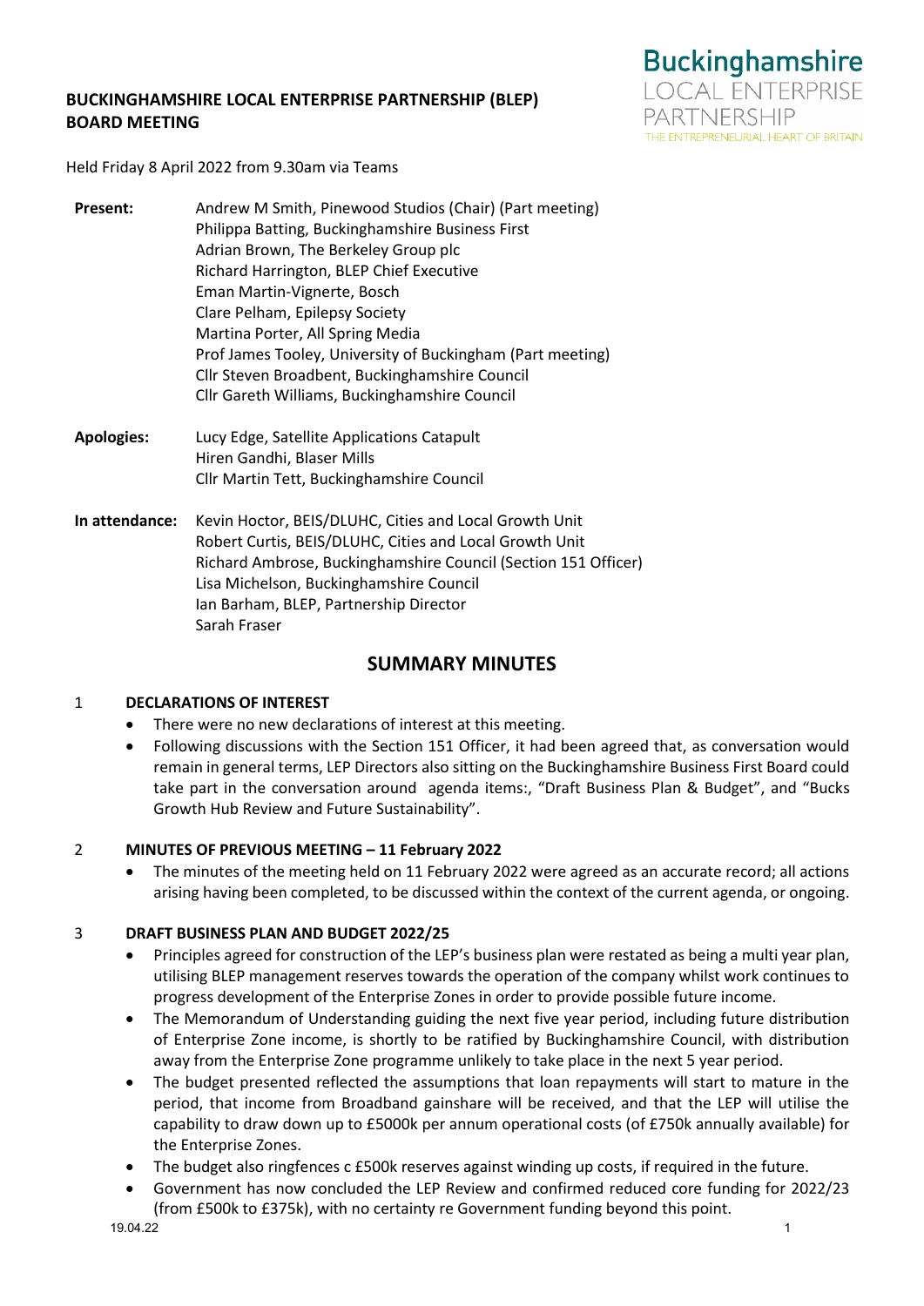# BUCKINGHAMSHIRE LOCAL ENTERPRISE PARTNERSHIP (BLEP) BOARD MEETING

Buckinghamshire LOCAL ENTERPRISE PARTNERSHIP THE ENTREPRENEURIAL HEART OF BRITAIN

Held Friday 8 April 2022 from 9.30am via Teams

| | |
|---|---|
| **Present:** | Andrew M Smith, Pinewood Studios (Chair) (Part meeting)<br>Philippa Batting, Buckinghamshire Business First<br>Adrian Brown, The Berkeley Group plc<br>Richard Harrington, BLEP Chief Executive<br>Eman Martin-Vignerte, Bosch<br>Clare Pelham, Epilepsy Society<br>Martina Porter, All Spring Media<br>Prof James Tooley, University of Buckingham (Part meeting)<br>Cllr Steven Broadbent, Buckinghamshire Council<br>Cllr Gareth Williams, Buckinghamshire Council |
| **Apologies:** | Lucy Edge, Satellite Applications Catapult<br>Hiren Gandhi, Blaser Mills<br>Cllr Martin Tett, Buckinghamshire Council |
| **In attendance:** | Kevin Hoctor, BEIS/DLUHC, Cities and Local Growth Unit<br>Robert Curtis, BEIS/DLUHC, Cities and Local Growth Unit<br>Richard Ambrose, Buckinghamshire Council (Section 151 Officer)<br>Lisa Michelson, Buckinghamshire Council<br>Ian Barham, BLEP, Partnership Director<br>Sarah Fraser |

## SUMMARY MINUTES

### 1 DECLARATIONS OF INTEREST

- There were no new declarations of interest at this meeting.
- Following discussions with the Section 151 Officer, it had been agreed that, as conversation would remain in general terms, LEP Directors also sitting on the Buckinghamshire Business First Board could take part in the conversation around agenda items:, "Draft Business Plan & Budget", and "Bucks Growth Hub Review and Future Sustainability".

### 2 MINUTES OF PREVIOUS MEETING – 11 February 2022

- The minutes of the meeting held on 11 February 2022 were agreed as an accurate record; all actions arising having been completed, to be discussed within the context of the current agenda, or ongoing.

### 3 DRAFT BUSINESS PLAN AND BUDGET 2022/25

- Principles agreed for construction of the LEP's business plan were restated as being a multi year plan, utilising BLEP management reserves towards the operation of the company whilst work continues to progress development of the Enterprise Zones in order to provide possible future income.
- The Memorandum of Understanding guiding the next five year period, including future distribution of Enterprise Zone income, is shortly to be ratified by Buckinghamshire Council, with distribution away from the Enterprise Zone programme unlikely to take place in the next 5 year period.
- The budget presented reflected the assumptions that loan repayments will start to mature in the period, that income from Broadband gainshare will be received, and that the LEP will utilise the capability to draw down up to £5000k per annum operational costs (of £750k annually available) for the Enterprise Zones.
- The budget also ringfences c £500k reserves against winding up costs, if required in the future.
- Government has now concluded the LEP Review and confirmed reduced core funding for 2022/23 (from £500k to £375k), with no certainty re Government funding beyond this point.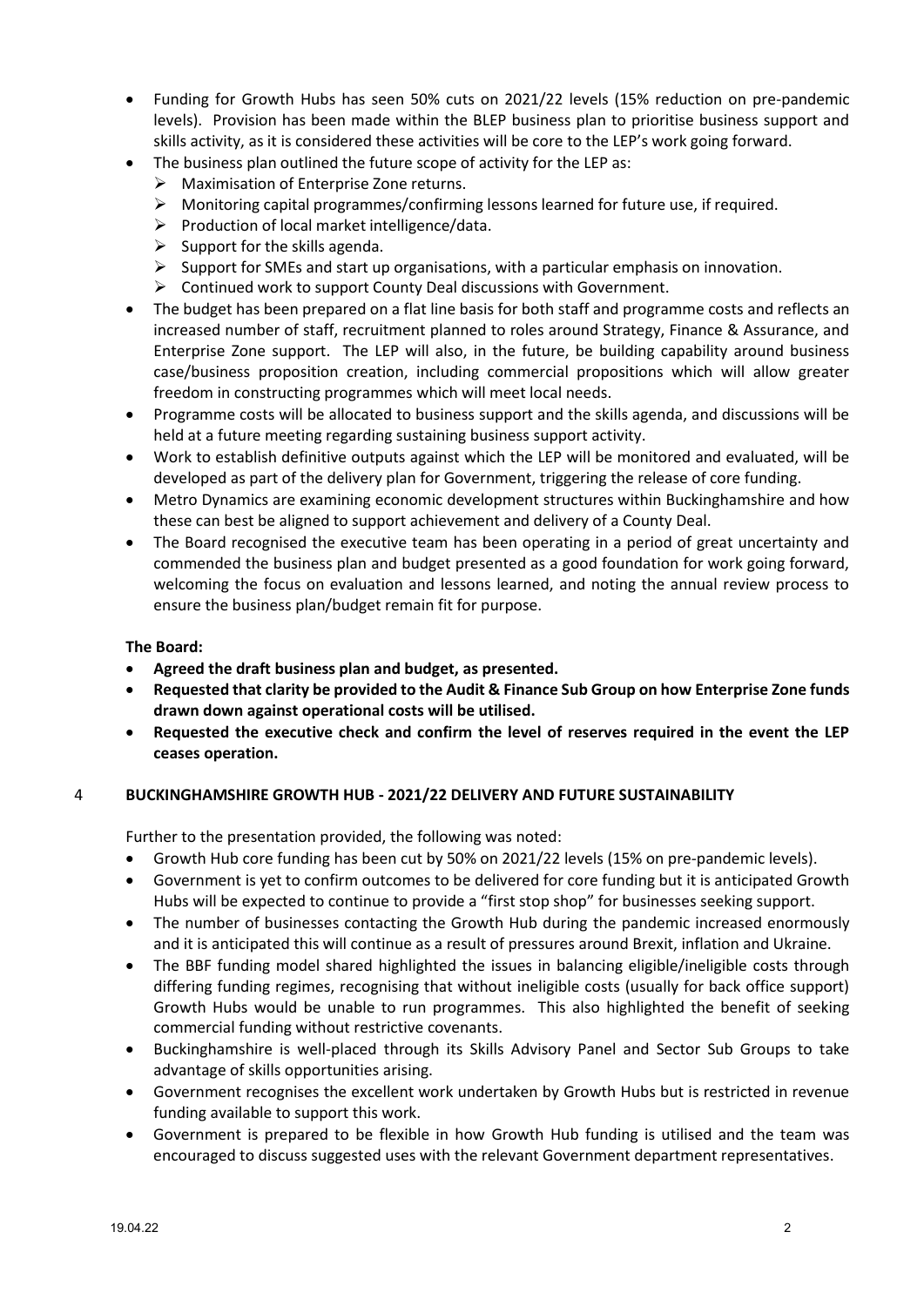- Funding for Growth Hubs has seen 50% cuts on 2021/22 levels (15% reduction on pre-pandemic levels). Provision has been made within the BLEP business plan to prioritise business support and skills activity, as it is considered these activities will be core to the LEP's work going forward.
- The business plan outlined the future scope of activity for the LEP as:
  - Maximisation of Enterprise Zone returns.
  - Monitoring capital programmes/confirming lessons learned for future use, if required.
  - Production of local market intelligence/data.
  - Support for the skills agenda.
  - Support for SMEs and start up organisations, with a particular emphasis on innovation.
  - Continued work to support County Deal discussions with Government.
- The budget has been prepared on a flat line basis for both staff and programme costs and reflects an increased number of staff, recruitment planned to roles around Strategy, Finance & Assurance, and Enterprise Zone support. The LEP will also, in the future, be building capability around business case/business proposition creation, including commercial propositions which will allow greater freedom in constructing programmes which will meet local needs.
- Programme costs will be allocated to business support and the skills agenda, and discussions will be held at a future meeting regarding sustaining business support activity.
- Work to establish definitive outputs against which the LEP will be monitored and evaluated, will be developed as part of the delivery plan for Government, triggering the release of core funding.
- Metro Dynamics are examining economic development structures within Buckinghamshire and how these can best be aligned to support achievement and delivery of a County Deal.
- The Board recognised the executive team has been operating in a period of great uncertainty and commended the business plan and budget presented as a good foundation for work going forward, welcoming the focus on evaluation and lessons learned, and noting the annual review process to ensure the business plan/budget remain fit for purpose.

**The Board:**

- **Agreed the draft business plan and budget, as presented.**
- **Requested that clarity be provided to the Audit & Finance Sub Group on how Enterprise Zone funds drawn down against operational costs will be utilised.**
- **Requested the executive check and confirm the level of reserves required in the event the LEP ceases operation.**

## 4 BUCKINGHAMSHIRE GROWTH HUB - 2021/22 DELIVERY AND FUTURE SUSTAINABILITY

Further to the presentation provided, the following was noted:

- Growth Hub core funding has been cut by 50% on 2021/22 levels (15% on pre-pandemic levels).
- Government is yet to confirm outcomes to be delivered for core funding but it is anticipated Growth Hubs will be expected to continue to provide a "first stop shop" for businesses seeking support.
- The number of businesses contacting the Growth Hub during the pandemic increased enormously and it is anticipated this will continue as a result of pressures around Brexit, inflation and Ukraine.
- The BBF funding model shared highlighted the issues in balancing eligible/ineligible costs through differing funding regimes, recognising that without ineligible costs (usually for back office support) Growth Hubs would be unable to run programmes. This also highlighted the benefit of seeking commercial funding without restrictive covenants.
- Buckinghamshire is well-placed through its Skills Advisory Panel and Sector Sub Groups to take advantage of skills opportunities arising.
- Government recognises the excellent work undertaken by Growth Hubs but is restricted in revenue funding available to support this work.
- Government is prepared to be flexible in how Growth Hub funding is utilised and the team was encouraged to discuss suggested uses with the relevant Government department representatives.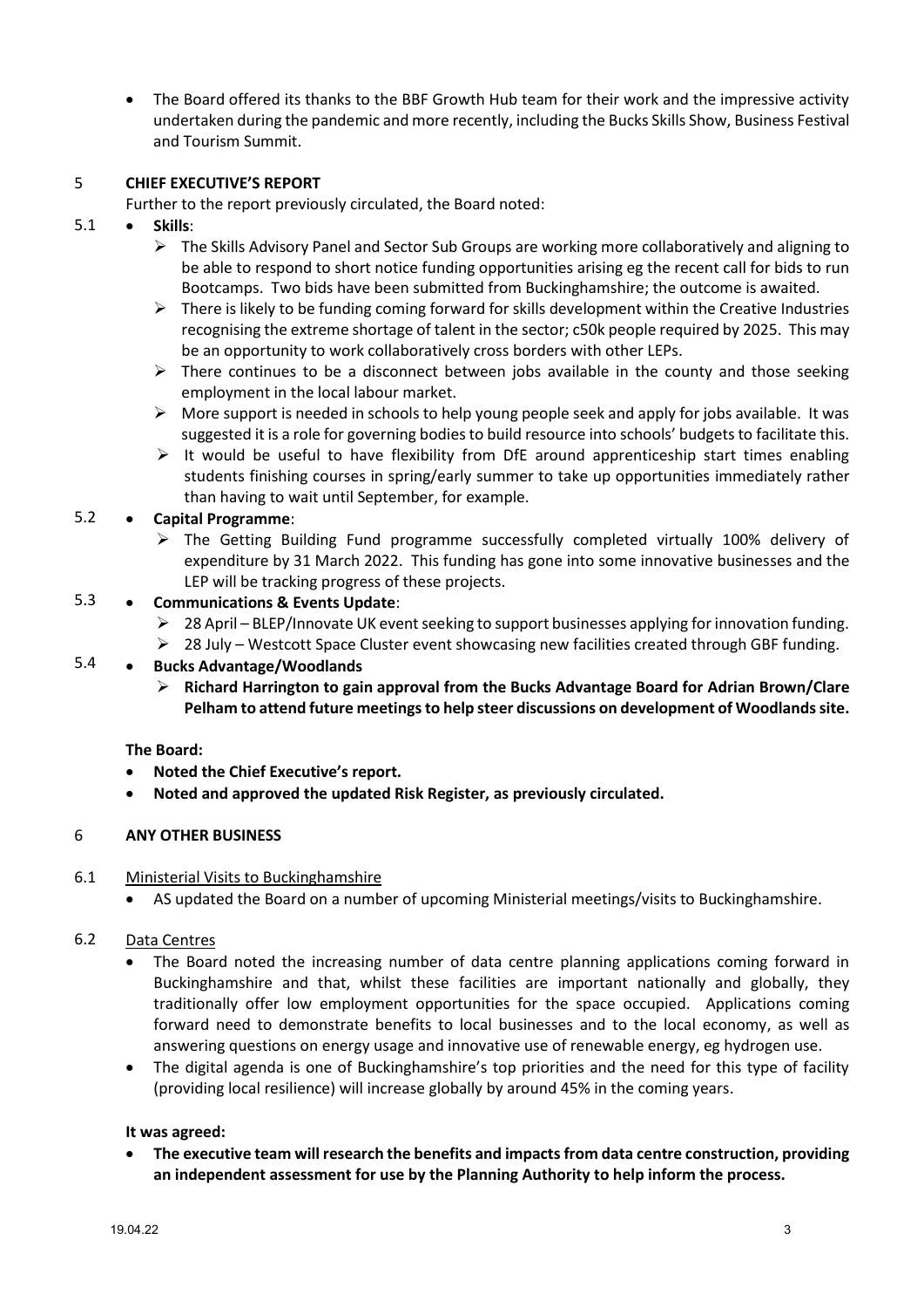- The Board offered its thanks to the BBF Growth Hub team for their work and the impressive activity undertaken during the pandemic and more recently, including the Bucks Skills Show, Business Festival and Tourism Summit.

## 5 CHIEF EXECUTIVE'S REPORT

Further to the report previously circulated, the Board noted:

5.1
- **Skills**:
  - The Skills Advisory Panel and Sector Sub Groups are working more collaboratively and aligning to be able to respond to short notice funding opportunities arising eg the recent call for bids to run Bootcamps. Two bids have been submitted from Buckinghamshire; the outcome is awaited.
  - There is likely to be funding coming forward for skills development within the Creative Industries recognising the extreme shortage of talent in the sector; c50k people required by 2025. This may be an opportunity to work collaboratively cross borders with other LEPs.
  - There continues to be a disconnect between jobs available in the county and those seeking employment in the local labour market.
  - More support is needed in schools to help young people seek and apply for jobs available. It was suggested it is a role for governing bodies to build resource into schools' budgets to facilitate this.
  - It would be useful to have flexibility from DfE around apprenticeship start times enabling students finishing courses in spring/early summer to take up opportunities immediately rather than having to wait until September, for example.

5.2
- **Capital Programme**:
  - The Getting Building Fund programme successfully completed virtually 100% delivery of expenditure by 31 March 2022. This funding has gone into some innovative businesses and the LEP will be tracking progress of these projects.

5.3
- **Communications & Events Update**:
  - 28 April – BLEP/Innovate UK event seeking to support businesses applying for innovation funding.
  - 28 July – Westcott Space Cluster event showcasing new facilities created through GBF funding.

5.4
- **Bucks Advantage/Woodlands**
  - **Richard Harrington to gain approval from the Bucks Advantage Board for Adrian Brown/Clare Pelham to attend future meetings to help steer discussions on development of Woodlands site.**

**The Board:**

- **Noted the Chief Executive's report.**
- **Noted and approved the updated Risk Register, as previously circulated.**

## 6 ANY OTHER BUSINESS

6.1 Ministerial Visits to Buckinghamshire

- AS updated the Board on a number of upcoming Ministerial meetings/visits to Buckinghamshire.

6.2 Data Centres

- The Board noted the increasing number of data centre planning applications coming forward in Buckinghamshire and that, whilst these facilities are important nationally and globally, they traditionally offer low employment opportunities for the space occupied. Applications coming forward need to demonstrate benefits to local businesses and to the local economy, as well as answering questions on energy usage and innovative use of renewable energy, eg hydrogen use.
- The digital agenda is one of Buckinghamshire's top priorities and the need for this type of facility (providing local resilience) will increase globally by around 45% in the coming years.

**It was agreed:**

- **The executive team will research the benefits and impacts from data centre construction, providing an independent assessment for use by the Planning Authority to help inform the process.**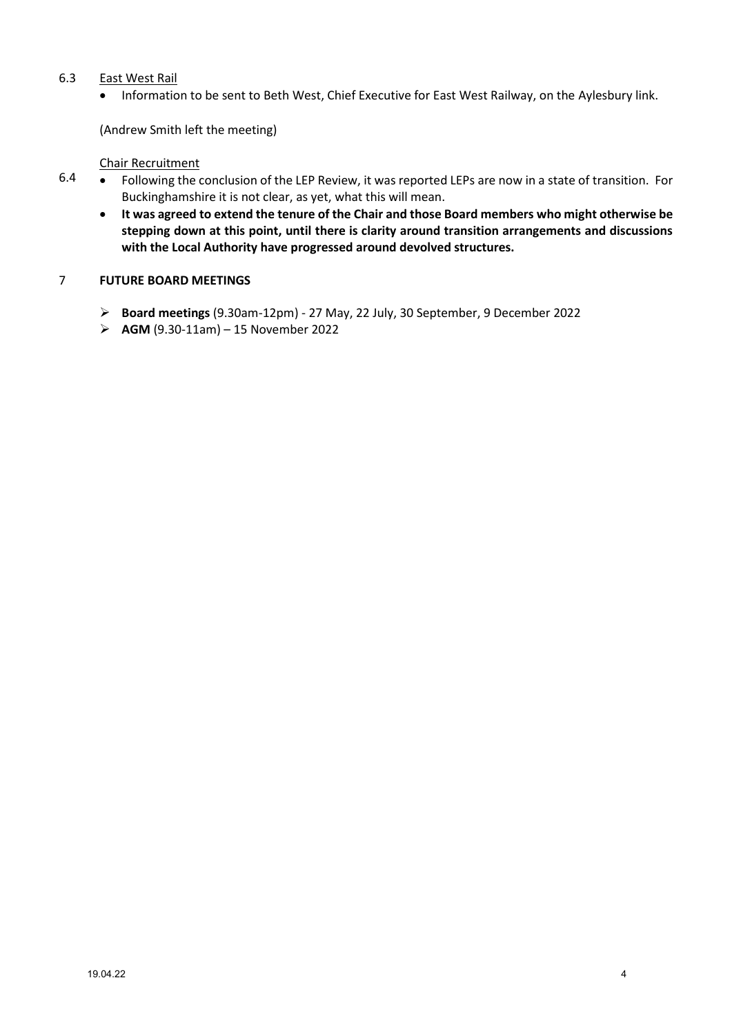6.3 East West Rail

- Information to be sent to Beth West, Chief Executive for East West Railway, on the Aylesbury link.

(Andrew Smith left the meeting)

6.4 Chair Recruitment

- Following the conclusion of the LEP Review, it was reported LEPs are now in a state of transition. For Buckinghamshire it is not clear, as yet, what this will mean.
- **It was agreed to extend the tenure of the Chair and those Board members who might otherwise be stepping down at this point, until there is clarity around transition arrangements and discussions with the Local Authority have progressed around devolved structures.**

## 7 FUTURE BOARD MEETINGS

- **Board meetings** (9.30am-12pm) - 27 May, 22 July, 30 September, 9 December 2022
- **AGM** (9.30-11am) – 15 November 2022